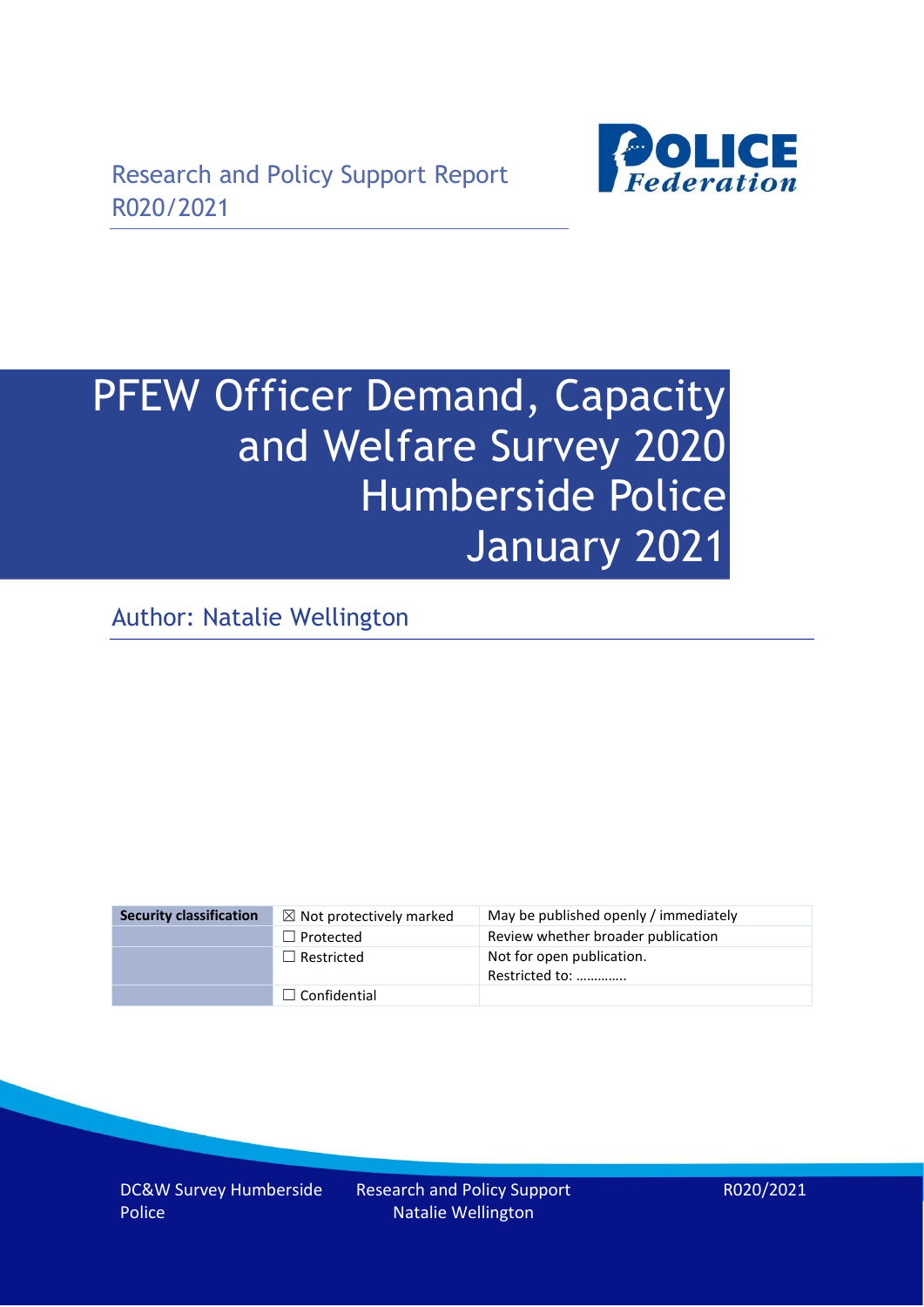Research and Policy Support Report
R020/2021

# PFEW Officer Demand, Capacity and Welfare Survey 2020 Humberside Police January 2021

Author: Natalie Wellington

| | | |
|---|---|---|
| **Security classification** | ☒ Not protectively marked | May be published openly / immediately |
| | ☐ Protected | Review whether broader publication |
| | ☐ Restricted | Not for open publication. Restricted to: …………. |
| | ☐ Confidential | |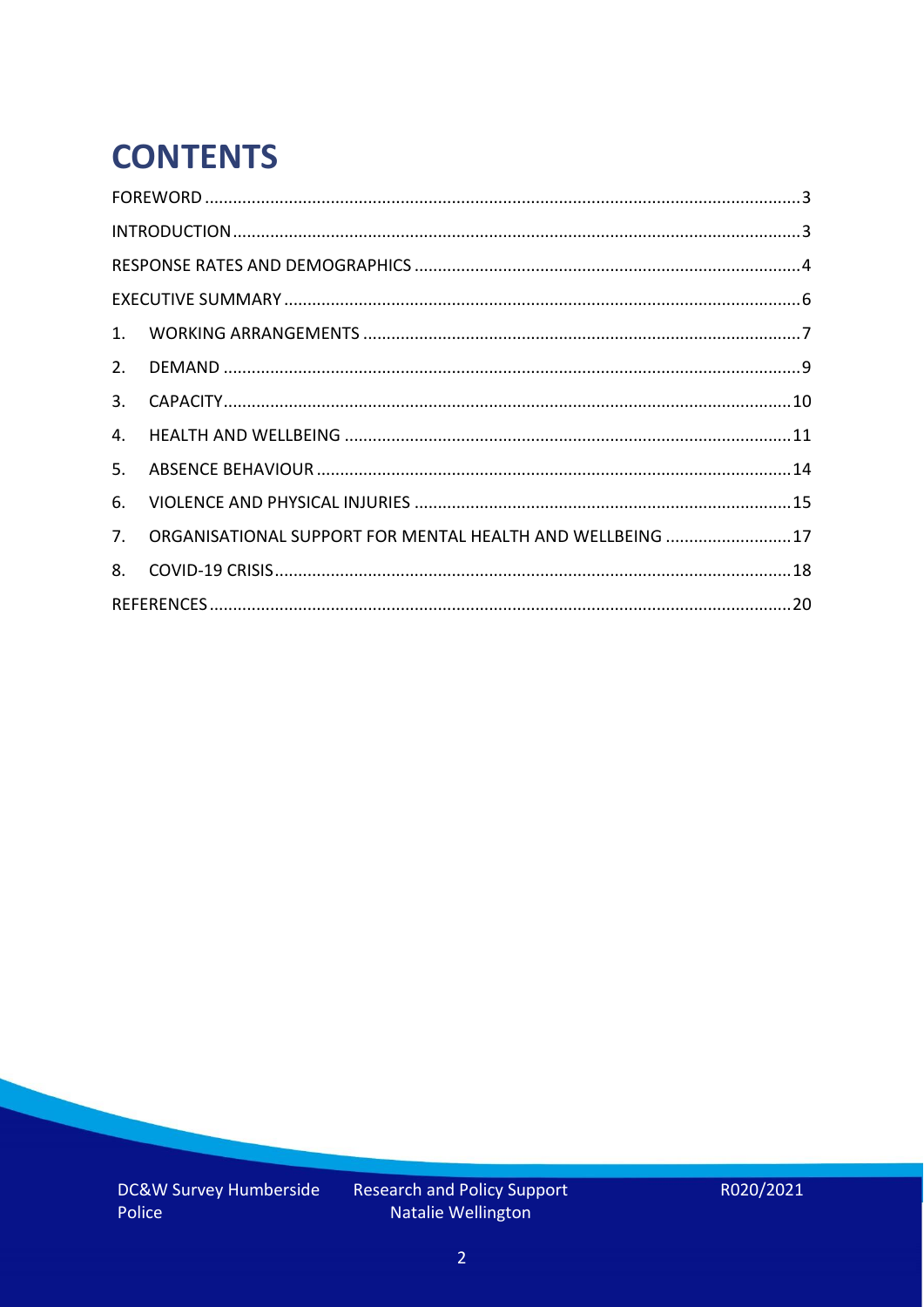# CONTENTS

FOREWORD ....... 3
INTRODUCTION ....... 3
RESPONSE RATES AND DEMOGRAPHICS ....... 4
EXECUTIVE SUMMARY ....... 6
1. WORKING ARRANGEMENTS ....... 7
2. DEMAND ....... 9
3. CAPACITY ....... 10
4. HEALTH AND WELLBEING ....... 11
5. ABSENCE BEHAVIOUR ....... 14
6. VIOLENCE AND PHYSICAL INJURIES ....... 15
7. ORGANISATIONAL SUPPORT FOR MENTAL HEALTH AND WELLBEING ....... 17
8. COVID-19 CRISIS ....... 18
REFERENCES ....... 20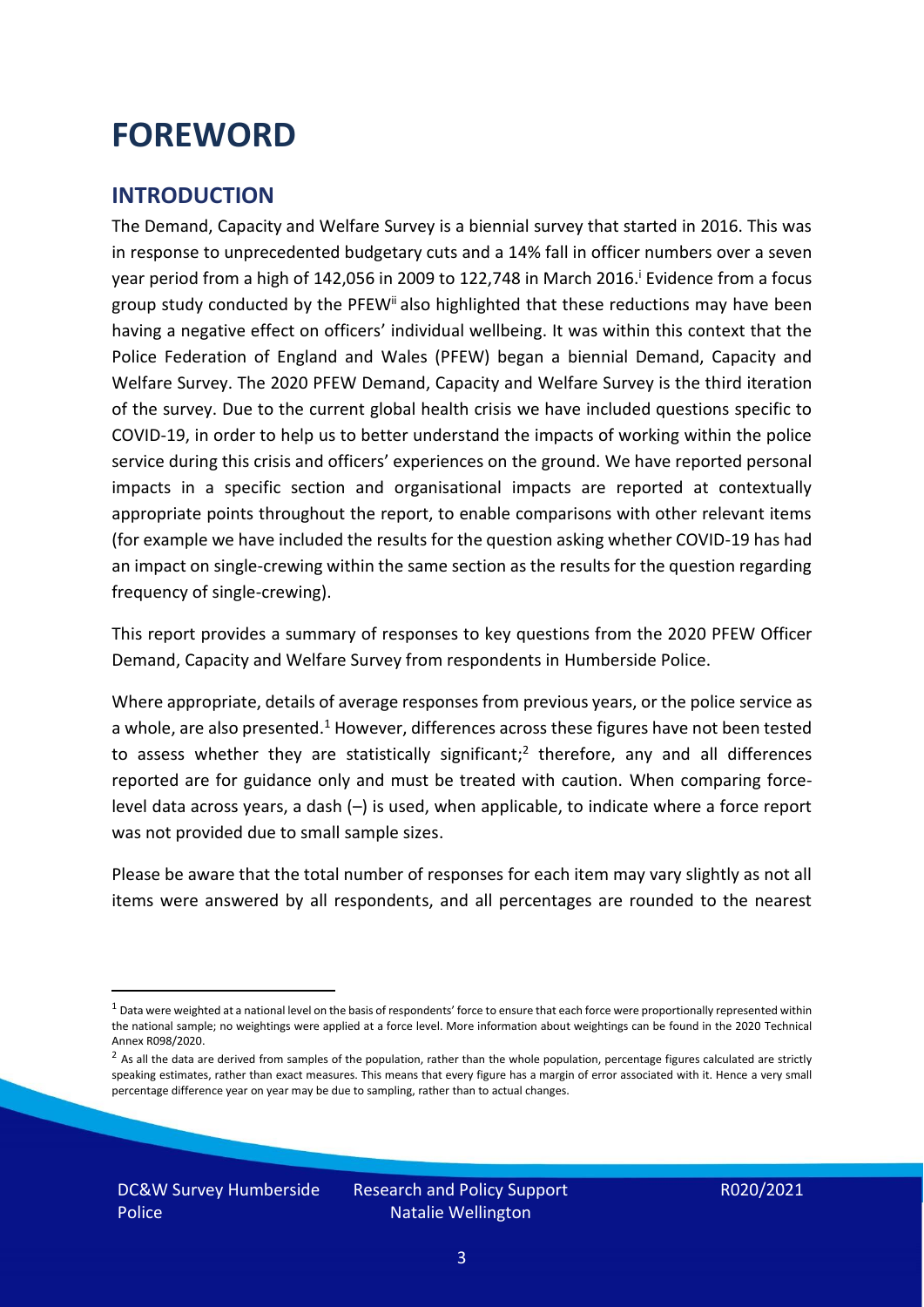# FOREWORD

## INTRODUCTION

The Demand, Capacity and Welfare Survey is a biennial survey that started in 2016. This was in response to unprecedented budgetary cuts and a 14% fall in officer numbers over a seven year period from a high of 142,056 in 2009 to 122,748 in March 2016.[i] Evidence from a focus group study conducted by the PFEW[ii] also highlighted that these reductions may have been having a negative effect on officers' individual wellbeing. It was within this context that the Police Federation of England and Wales (PFEW) began a biennial Demand, Capacity and Welfare Survey. The 2020 PFEW Demand, Capacity and Welfare Survey is the third iteration of the survey. Due to the current global health crisis we have included questions specific to COVID-19, in order to help us to better understand the impacts of working within the police service during this crisis and officers' experiences on the ground. We have reported personal impacts in a specific section and organisational impacts are reported at contextually appropriate points throughout the report, to enable comparisons with other relevant items (for example we have included the results for the question asking whether COVID-19 has had an impact on single-crewing within the same section as the results for the question regarding frequency of single-crewing).

This report provides a summary of responses to key questions from the 2020 PFEW Officer Demand, Capacity and Welfare Survey from respondents in Humberside Police.

Where appropriate, details of average responses from previous years, or the police service as a whole, are also presented.[1] However, differences across these figures have not been tested to assess whether they are statistically significant;[2] therefore, any and all differences reported are for guidance only and must be treated with caution. When comparing force-level data across years, a dash (–) is used, when applicable, to indicate where a force report was not provided due to small sample sizes.

Please be aware that the total number of responses for each item may vary slightly as not all items were answered by all respondents, and all percentages are rounded to the nearest

---

[1] Data were weighted at a national level on the basis of respondents' force to ensure that each force were proportionally represented within the national sample; no weightings were applied at a force level. More information about weightings can be found in the 2020 Technical Annex R098/2020.

[2] As all the data are derived from samples of the population, rather than the whole population, percentage figures calculated are strictly speaking estimates, rather than exact measures. This means that every figure has a margin of error associated with it. Hence a very small percentage difference year on year may be due to sampling, rather than to actual changes.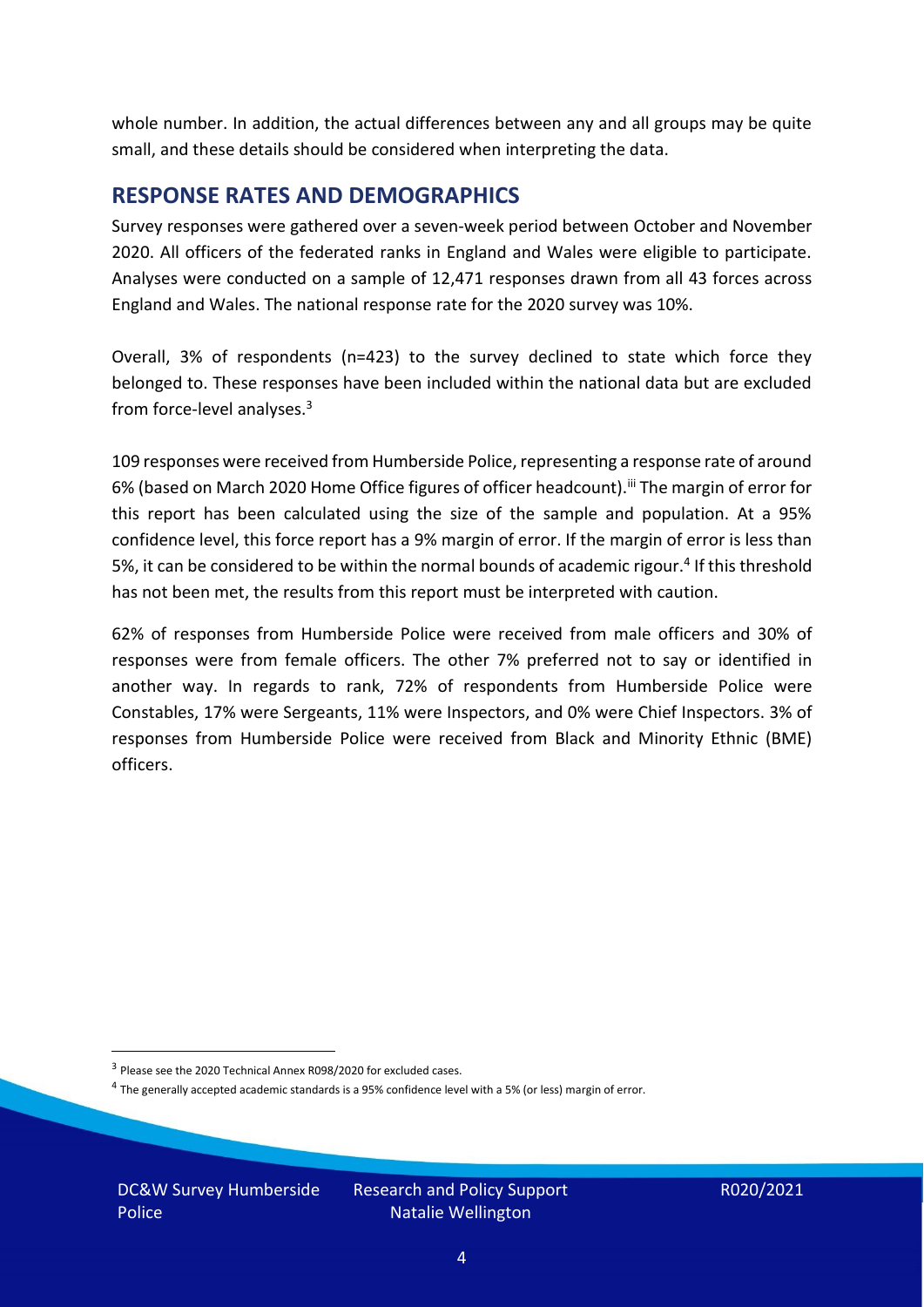whole number. In addition, the actual differences between any and all groups may be quite small, and these details should be considered when interpreting the data.

## RESPONSE RATES AND DEMOGRAPHICS

Survey responses were gathered over a seven-week period between October and November 2020. All officers of the federated ranks in England and Wales were eligible to participate. Analyses were conducted on a sample of 12,471 responses drawn from all 43 forces across England and Wales. The national response rate for the 2020 survey was 10%.

Overall, 3% of respondents (n=423) to the survey declined to state which force they belonged to. These responses have been included within the national data but are excluded from force-level analyses.[3]

109 responses were received from Humberside Police, representing a response rate of around 6% (based on March 2020 Home Office figures of officer headcount).[iii] The margin of error for this report has been calculated using the size of the sample and population. At a 95% confidence level, this force report has a 9% margin of error. If the margin of error is less than 5%, it can be considered to be within the normal bounds of academic rigour.[4] If this threshold has not been met, the results from this report must be interpreted with caution.

62% of responses from Humberside Police were received from male officers and 30% of responses were from female officers. The other 7% preferred not to say or identified in another way. In regards to rank, 72% of respondents from Humberside Police were Constables, 17% were Sergeants, 11% were Inspectors, and 0% were Chief Inspectors. 3% of responses from Humberside Police were received from Black and Minority Ethnic (BME) officers.

[3] Please see the 2020 Technical Annex R098/2020 for excluded cases.

[4] The generally accepted academic standards is a 95% confidence level with a 5% (or less) margin of error.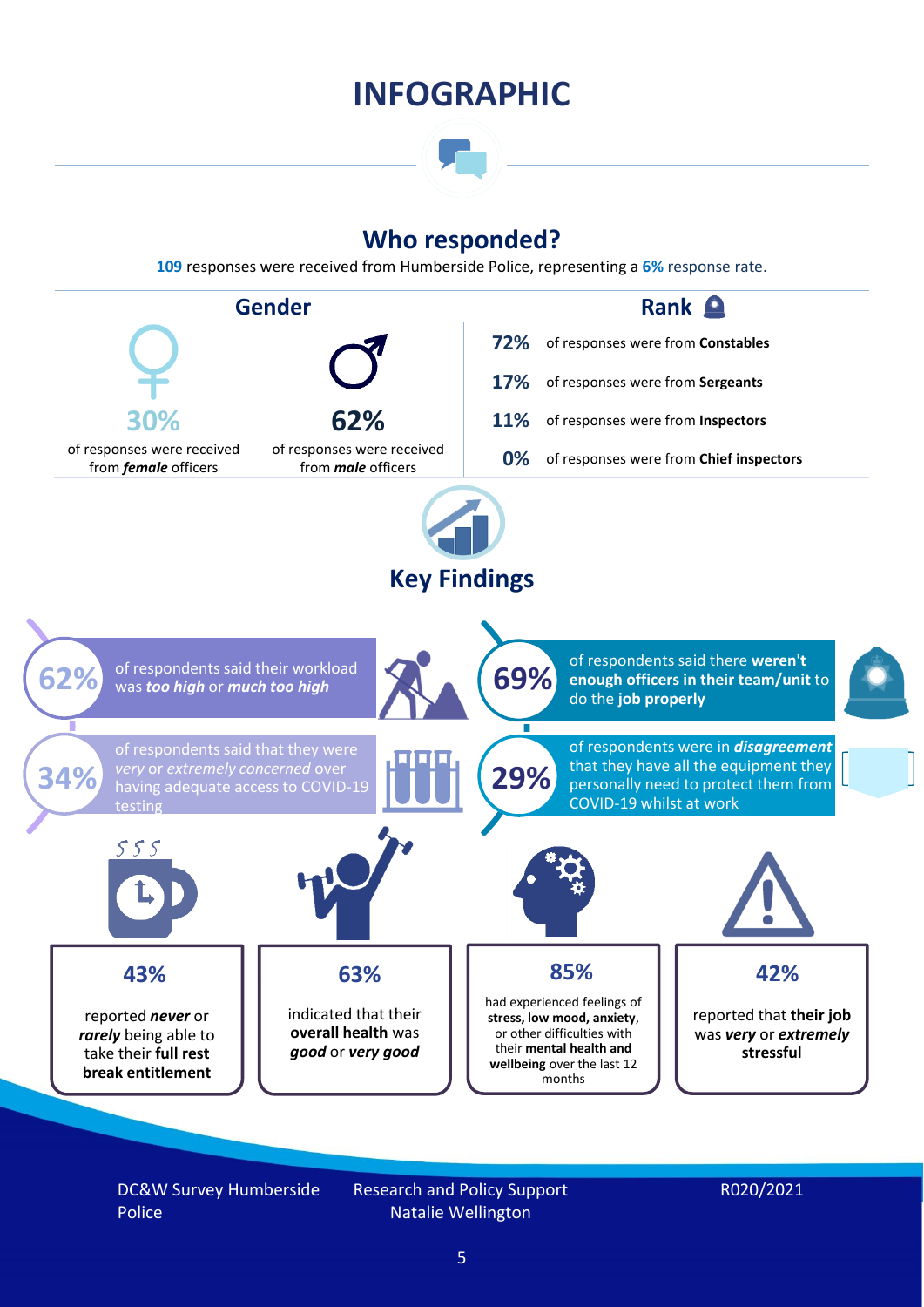# INFOGRAPHIC

## Who responded?

**109** responses were received from Humberside Police, representing a **6%** response rate.

### Gender

**30%** of responses were received from ***female*** officers

**62%** of responses were received from ***male*** officers

### Rank

**72%** of responses were from **Constables**

**17%** of responses were from **Sergeants**

**11%** of responses were from **Inspectors**

**0%** of responses were from **Chief inspectors**

## Key Findings

**62%** of respondents said their workload was ***too high*** or ***much too high***

**69%** of respondents said there **weren't enough officers in their team/unit** to do the **job properly**

**34%** of respondents said that they were *very* or *extremely concerned* over having adequate access to COVID-19 testing

**29%** of respondents were in ***disagreement*** that they have all the equipment they personally need to protect them from COVID-19 whilst at work

**43%** reported ***never*** or ***rarely*** being able to take their **full rest break entitlement**

**63%** indicated that their **overall health** was ***good*** or ***very good***

**85%** had experienced feelings of **stress, low mood, anxiety**, or other difficulties with their **mental health and wellbeing** over the last 12 months

**42%** reported that **their job** was ***very*** or ***extremely*** **stressful**

DC&W Survey Humberside Police

Research and Policy Support
Natalie Wellington

R020/2021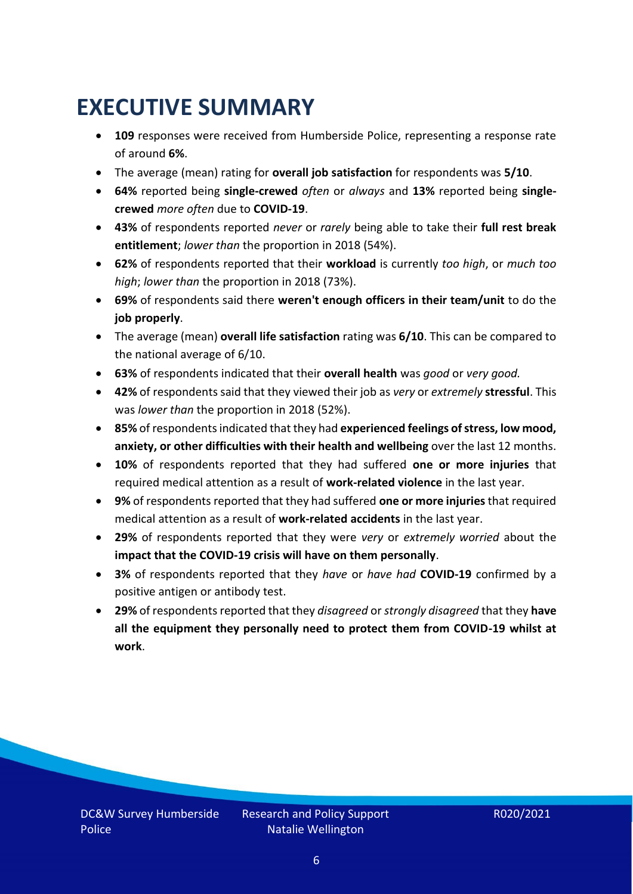# EXECUTIVE SUMMARY

- **109** responses were received from Humberside Police, representing a response rate of around **6%**.
- The average (mean) rating for **overall job satisfaction** for respondents was **5/10**.
- **64%** reported being **single-crewed** *often* or *always* and **13%** reported being **single-crewed** *more often* due to **COVID-19**.
- **43%** of respondents reported *never* or *rarely* being able to take their **full rest break entitlement**; *lower than* the proportion in 2018 (54%).
- **62%** of respondents reported that their **workload** is currently *too high*, or *much too high*; *lower than* the proportion in 2018 (73%).
- **69%** of respondents said there **weren't enough officers in their team/unit** to do the **job properly**.
- The average (mean) **overall life satisfaction** rating was **6/10**. This can be compared to the national average of 6/10.
- **63%** of respondents indicated that their **overall health** was *good* or *very good.*
- **42%** of respondents said that they viewed their job as *very* or *extremely* **stressful**. This was *lower than* the proportion in 2018 (52%).
- **85%** of respondents indicated that they had **experienced feelings of stress, low mood, anxiety, or other difficulties with their health and wellbeing** over the last 12 months.
- **10%** of respondents reported that they had suffered **one or more injuries** that required medical attention as a result of **work-related violence** in the last year.
- **9%** of respondents reported that they had suffered **one or more injuries** that required medical attention as a result of **work-related accidents** in the last year.
- **29%** of respondents reported that they were *very* or *extremely worried* about the **impact that the COVID-19 crisis will have on them personally**.
- **3%** of respondents reported that they *have* or *have had* **COVID-19** confirmed by a positive antigen or antibody test.
- **29%** of respondents reported that they *disagreed* or *strongly disagreed* that they **have all the equipment they personally need to protect them from COVID-19 whilst at work**.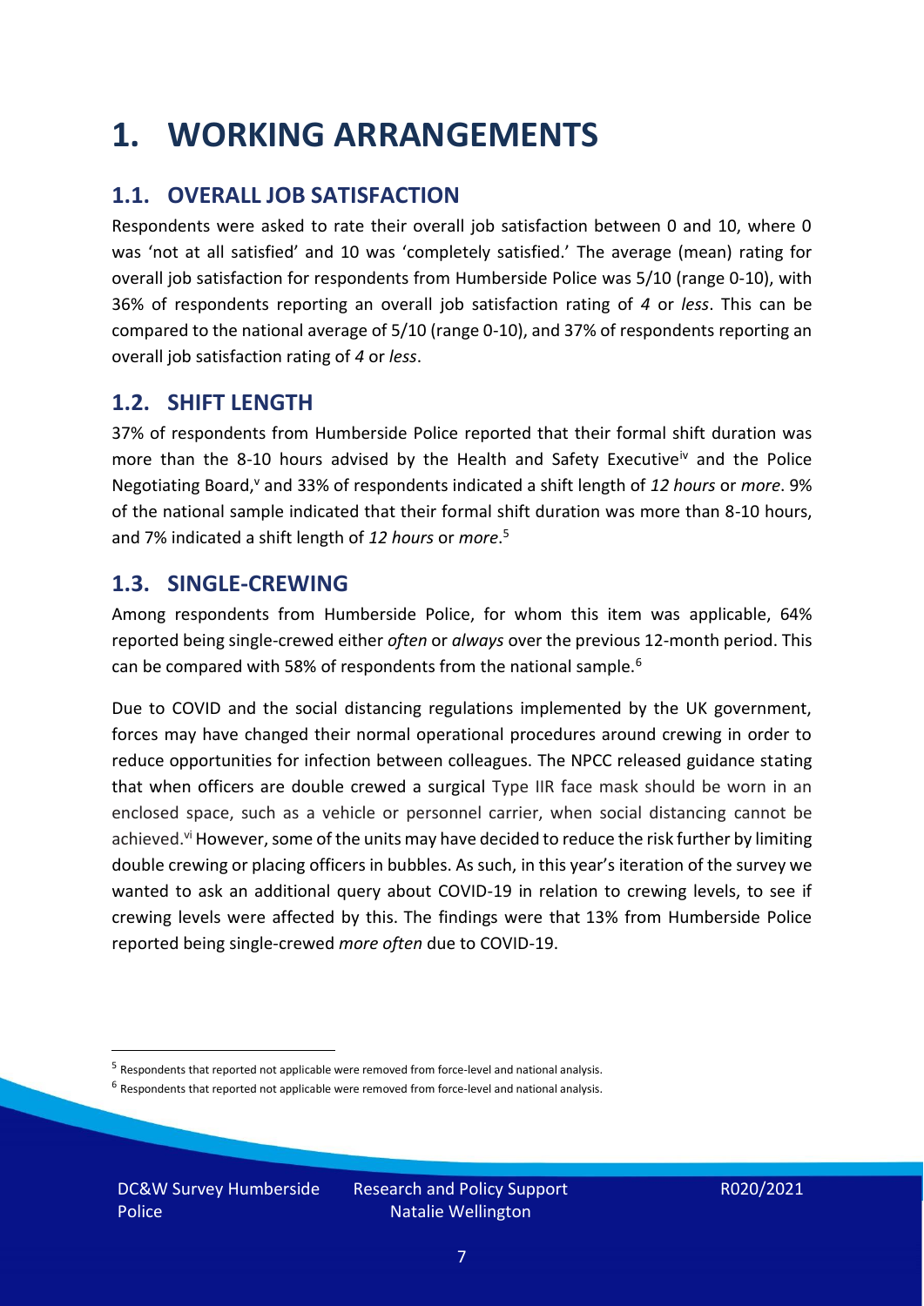# 1. WORKING ARRANGEMENTS

## 1.1. OVERALL JOB SATISFACTION

Respondents were asked to rate their overall job satisfaction between 0 and 10, where 0 was 'not at all satisfied' and 10 was 'completely satisfied.' The average (mean) rating for overall job satisfaction for respondents from Humberside Police was 5/10 (range 0-10), with 36% of respondents reporting an overall job satisfaction rating of *4* or *less*. This can be compared to the national average of 5/10 (range 0-10), and 37% of respondents reporting an overall job satisfaction rating of *4* or *less*.

## 1.2. SHIFT LENGTH

37% of respondents from Humberside Police reported that their formal shift duration was more than the 8-10 hours advised by the Health and Safety Executive[iv] and the Police Negotiating Board,[v] and 33% of respondents indicated a shift length of *12 hours* or *more*. 9% of the national sample indicated that their formal shift duration was more than 8-10 hours, and 7% indicated a shift length of *12 hours* or *more*.[5]

## 1.3. SINGLE-CREWING

Among respondents from Humberside Police, for whom this item was applicable, 64% reported being single-crewed either *often* or *always* over the previous 12-month period. This can be compared with 58% of respondents from the national sample.[6]

Due to COVID and the social distancing regulations implemented by the UK government, forces may have changed their normal operational procedures around crewing in order to reduce opportunities for infection between colleagues. The NPCC released guidance stating that when officers are double crewed a surgical Type IIR face mask should be worn in an enclosed space, such as a vehicle or personnel carrier, when social distancing cannot be achieved.[vi] However, some of the units may have decided to reduce the risk further by limiting double crewing or placing officers in bubbles. As such, in this year's iteration of the survey we wanted to ask an additional query about COVID-19 in relation to crewing levels, to see if crewing levels were affected by this. The findings were that 13% from Humberside Police reported being single-crewed *more often* due to COVID-19.

[5] Respondents that reported not applicable were removed from force-level and national analysis.

[6] Respondents that reported not applicable were removed from force-level and national analysis.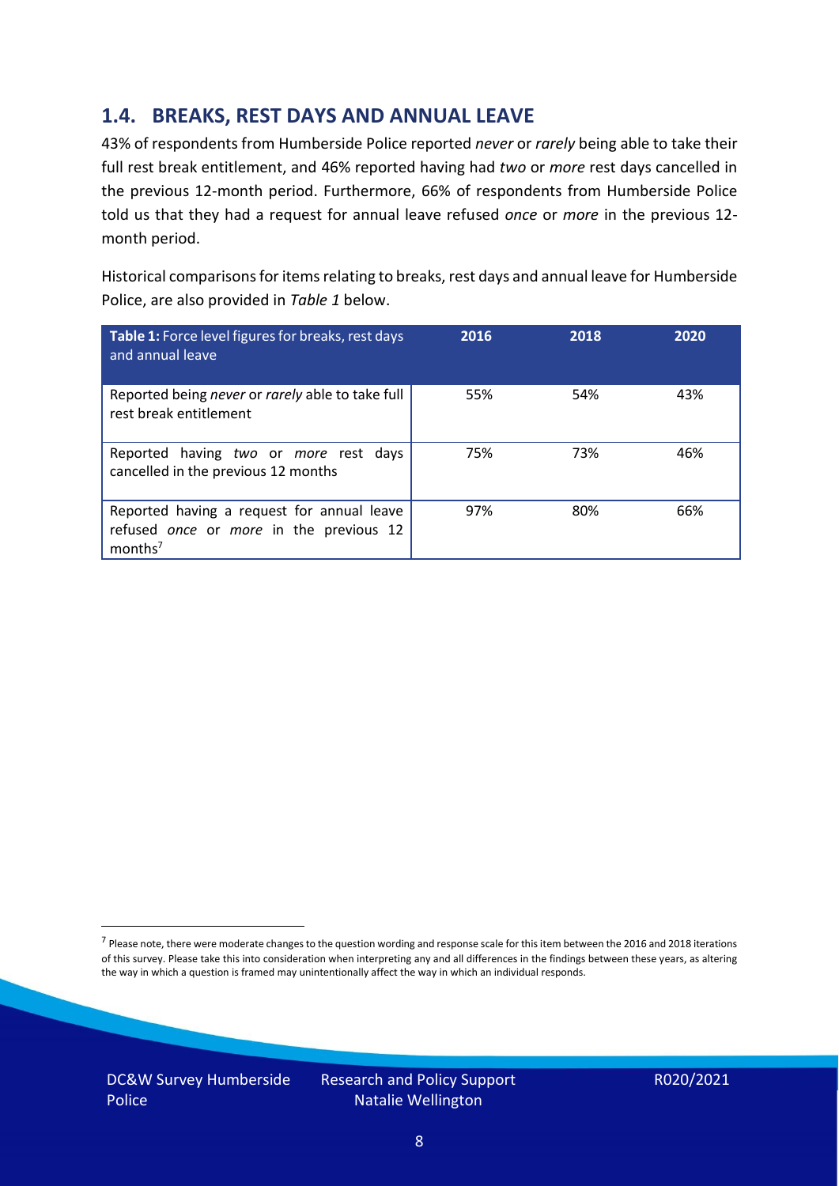## 1.4. BREAKS, REST DAYS AND ANNUAL LEAVE

43% of respondents from Humberside Police reported *never* or *rarely* being able to take their full rest break entitlement, and 46% reported having had *two* or *more* rest days cancelled in the previous 12-month period. Furthermore, 66% of respondents from Humberside Police told us that they had a request for annual leave refused *once* or *more* in the previous 12-month period.

Historical comparisons for items relating to breaks, rest days and annual leave for Humberside Police, are also provided in *Table 1* below.

| **Table 1:** Force level figures for breaks, rest days and annual leave | 2016 | 2018 | 2020 |
|---|---|---|---|
| Reported being *never* or *rarely* able to take full rest break entitlement | 55% | 54% | 43% |
| Reported having *two* or *more* rest days cancelled in the previous 12 months | 75% | 73% | 46% |
| Reported having a request for annual leave refused *once* or *more* in the previous 12 months[7] | 97% | 80% | 66% |

[7] Please note, there were moderate changes to the question wording and response scale for this item between the 2016 and 2018 iterations of this survey. Please take this into consideration when interpreting any and all differences in the findings between these years, as altering the way in which a question is framed may unintentionally affect the way in which an individual responds.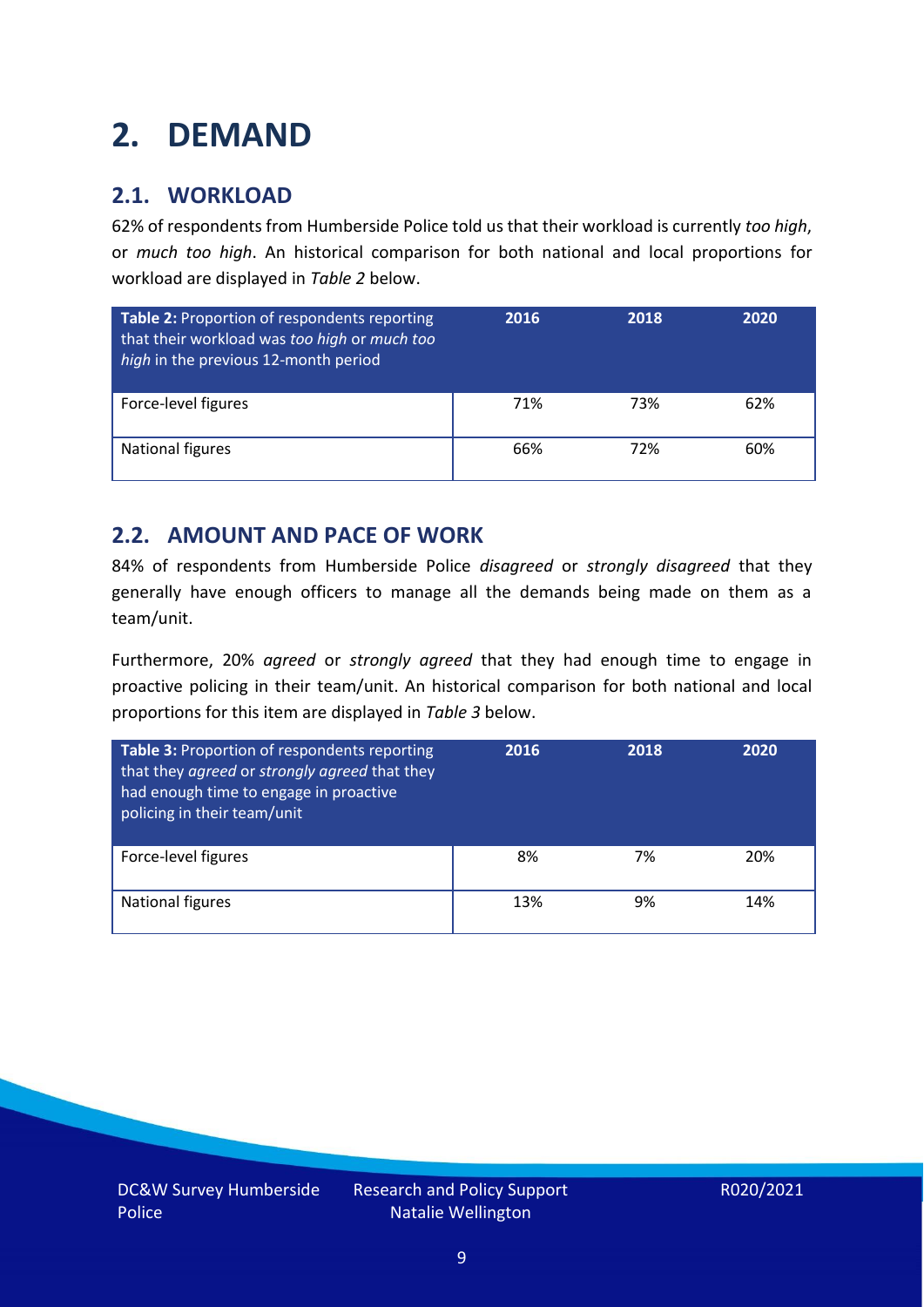# 2. DEMAND

## 2.1. WORKLOAD

62% of respondents from Humberside Police told us that their workload is currently *too high*, or *much too high*. An historical comparison for both national and local proportions for workload are displayed in *Table 2* below.

| **Table 2:** Proportion of respondents reporting that their workload was *too high* or *much too high* in the previous 12-month period | 2016 | 2018 | 2020 |
|---|---|---|---|
| Force-level figures | 71% | 73% | 62% |
| National figures | 66% | 72% | 60% |

## 2.2. AMOUNT AND PACE OF WORK

84% of respondents from Humberside Police *disagreed* or *strongly disagreed* that they generally have enough officers to manage all the demands being made on them as a team/unit.

Furthermore, 20% *agreed* or *strongly agreed* that they had enough time to engage in proactive policing in their team/unit. An historical comparison for both national and local proportions for this item are displayed in *Table 3* below.

| **Table 3:** Proportion of respondents reporting that they *agreed* or *strongly agreed* that they had enough time to engage in proactive policing in their team/unit | 2016 | 2018 | 2020 |
|---|---|---|---|
| Force-level figures | 8% | 7% | 20% |
| National figures | 13% | 9% | 14% |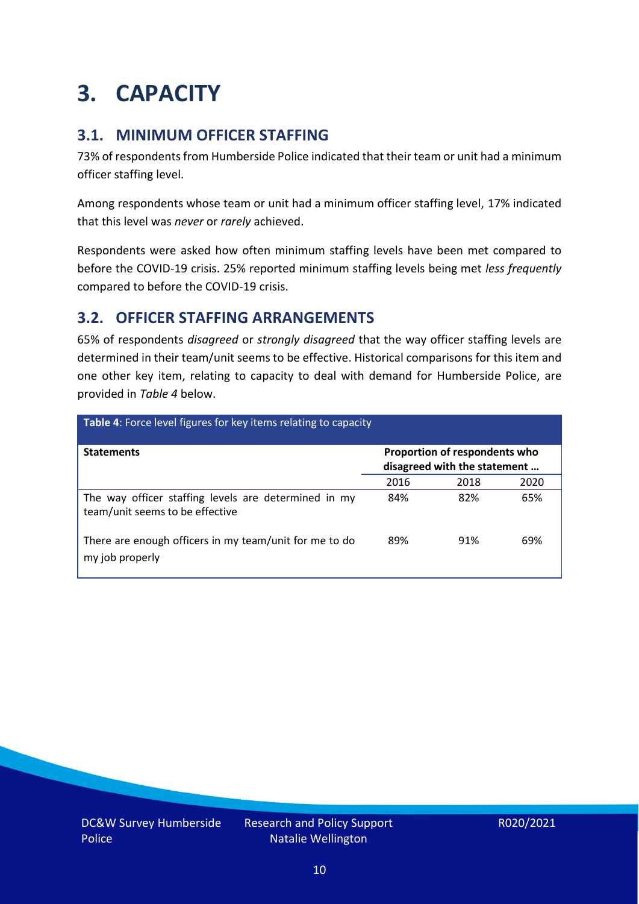# 3. CAPACITY

## 3.1. MINIMUM OFFICER STAFFING

73% of respondents from Humberside Police indicated that their team or unit had a minimum officer staffing level.

Among respondents whose team or unit had a minimum officer staffing level, 17% indicated that this level was *never* or *rarely* achieved.

Respondents were asked how often minimum staffing levels have been met compared to before the COVID-19 crisis. 25% reported minimum staffing levels being met *less frequently* compared to before the COVID-19 crisis.

## 3.2. OFFICER STAFFING ARRANGEMENTS

65% of respondents *disagreed* or *strongly disagreed* that the way officer staffing levels are determined in their team/unit seems to be effective. Historical comparisons for this item and one other key item, relating to capacity to deal with demand for Humberside Police, are provided in *Table 4* below.

**Table 4**: Force level figures for key items relating to capacity

| Statements | Proportion of respondents who disagreed with the statement … | | |
|---|---|---|---|
| | 2016 | 2018 | 2020 |
| The way officer staffing levels are determined in my team/unit seems to be effective | 84% | 82% | 65% |
| There are enough officers in my team/unit for me to do my job properly | 89% | 91% | 69% |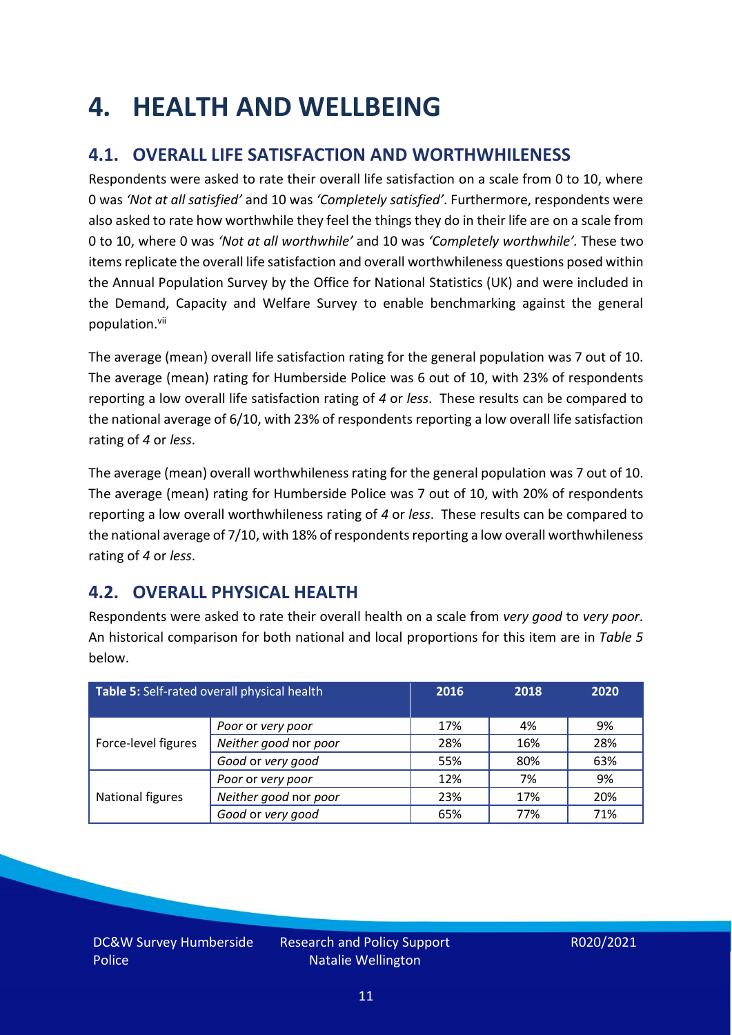# 4. HEALTH AND WELLBEING

## 4.1. OVERALL LIFE SATISFACTION AND WORTHWHILENESS

Respondents were asked to rate their overall life satisfaction on a scale from 0 to 10, where 0 was *'Not at all satisfied'* and 10 was *'Completely satisfied'*. Furthermore, respondents were also asked to rate how worthwhile they feel the things they do in their life are on a scale from 0 to 10, where 0 was *'Not at all worthwhile'* and 10 was *'Completely worthwhile'.* These two items replicate the overall life satisfaction and overall worthwhileness questions posed within the Annual Population Survey by the Office for National Statistics (UK) and were included in the Demand, Capacity and Welfare Survey to enable benchmarking against the general population.[vii]

The average (mean) overall life satisfaction rating for the general population was 7 out of 10. The average (mean) rating for Humberside Police was 6 out of 10, with 23% of respondents reporting a low overall life satisfaction rating of *4* or *less*. These results can be compared to the national average of 6/10, with 23% of respondents reporting a low overall life satisfaction rating of *4* or *less*.

The average (mean) overall worthwhileness rating for the general population was 7 out of 10. The average (mean) rating for Humberside Police was 7 out of 10, with 20% of respondents reporting a low overall worthwhileness rating of *4* or *less*. These results can be compared to the national average of 7/10, with 18% of respondents reporting a low overall worthwhileness rating of *4* or *less*.

## 4.2. OVERALL PHYSICAL HEALTH

Respondents were asked to rate their overall health on a scale from *very good* to *very poor*. An historical comparison for both national and local proportions for this item are in *Table 5* below.

| **Table 5:** Self-rated overall physical health | | 2016 | 2018 | 2020 |
|---|---|---|---|---|
| Force-level figures | *Poor* or *very poor* | 17% | 4% | 9% |
| | *Neither good* nor *poor* | 28% | 16% | 28% |
| | *Good* or *very good* | 55% | 80% | 63% |
| National figures | *Poor* or *very poor* | 12% | 7% | 9% |
| | *Neither good* nor *poor* | 23% | 17% | 20% |
| | *Good* or *very good* | 65% | 77% | 71% |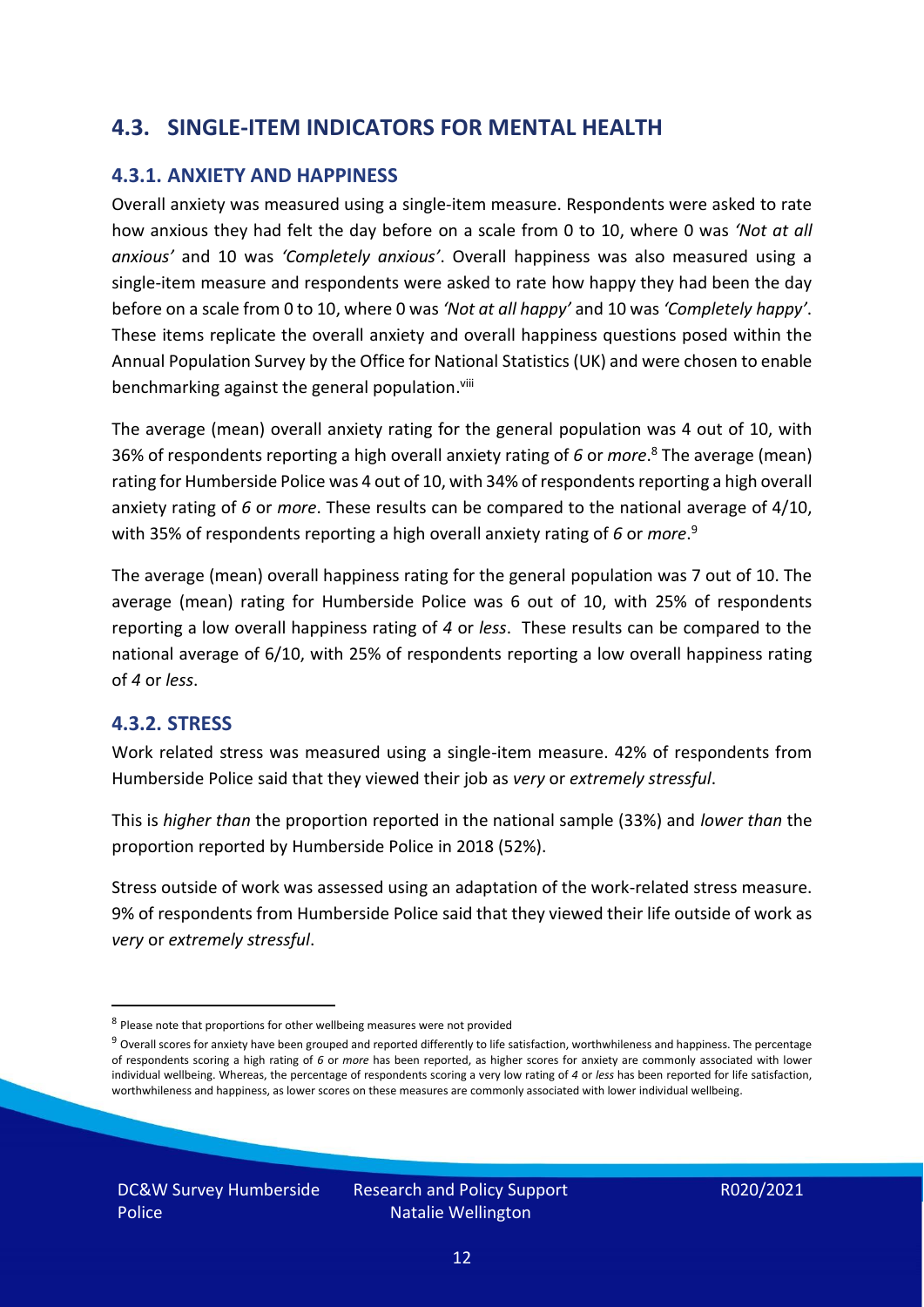## 4.3. SINGLE-ITEM INDICATORS FOR MENTAL HEALTH

### 4.3.1. ANXIETY AND HAPPINESS

Overall anxiety was measured using a single-item measure. Respondents were asked to rate how anxious they had felt the day before on a scale from 0 to 10, where 0 was *'Not at all anxious'* and 10 was *'Completely anxious'*. Overall happiness was also measured using a single-item measure and respondents were asked to rate how happy they had been the day before on a scale from 0 to 10, where 0 was *'Not at all happy'* and 10 was *'Completely happy'*. These items replicate the overall anxiety and overall happiness questions posed within the Annual Population Survey by the Office for National Statistics (UK) and were chosen to enable benchmarking against the general population.[viii]

The average (mean) overall anxiety rating for the general population was 4 out of 10, with 36% of respondents reporting a high overall anxiety rating of *6* or *more*.[8] The average (mean) rating for Humberside Police was 4 out of 10, with 34% of respondents reporting a high overall anxiety rating of *6* or *more*. These results can be compared to the national average of 4/10, with 35% of respondents reporting a high overall anxiety rating of *6* or *more*.[9]

The average (mean) overall happiness rating for the general population was 7 out of 10. The average (mean) rating for Humberside Police was 6 out of 10, with 25% of respondents reporting a low overall happiness rating of *4* or *less*. These results can be compared to the national average of 6/10, with 25% of respondents reporting a low overall happiness rating of *4* or *less*.

### 4.3.2. STRESS

Work related stress was measured using a single-item measure. 42% of respondents from Humberside Police said that they viewed their job as *very* or *extremely stressful*.

This is *higher than* the proportion reported in the national sample (33%) and *lower than* the proportion reported by Humberside Police in 2018 (52%).

Stress outside of work was assessed using an adaptation of the work-related stress measure. 9% of respondents from Humberside Police said that they viewed their life outside of work as *very* or *extremely stressful*.

---

[8] Please note that proportions for other wellbeing measures were not provided

[9] Overall scores for anxiety have been grouped and reported differently to life satisfaction, worthwhileness and happiness. The percentage of respondents scoring a high rating of *6* or *more* has been reported, as higher scores for anxiety are commonly associated with lower individual wellbeing. Whereas, the percentage of respondents scoring a very low rating of *4* or *less* has been reported for life satisfaction, worthwhileness and happiness, as lower scores on these measures are commonly associated with lower individual wellbeing.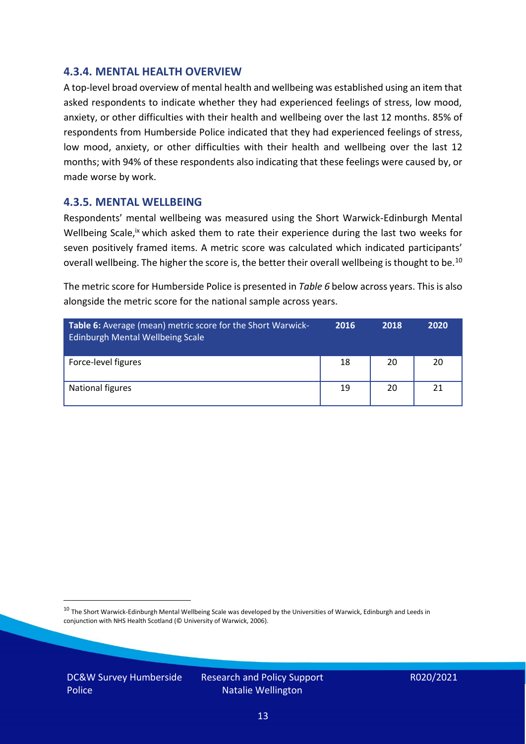### 4.3.4. MENTAL HEALTH OVERVIEW

A top-level broad overview of mental health and wellbeing was established using an item that asked respondents to indicate whether they had experienced feelings of stress, low mood, anxiety, or other difficulties with their health and wellbeing over the last 12 months. 85% of respondents from Humberside Police indicated that they had experienced feelings of stress, low mood, anxiety, or other difficulties with their health and wellbeing over the last 12 months; with 94% of these respondents also indicating that these feelings were caused by, or made worse by work.

### 4.3.5. MENTAL WELLBEING

Respondents' mental wellbeing was measured using the Short Warwick-Edinburgh Mental Wellbeing Scale,[ix] which asked them to rate their experience during the last two weeks for seven positively framed items. A metric score was calculated which indicated participants' overall wellbeing. The higher the score is, the better their overall wellbeing is thought to be.[10]

The metric score for Humberside Police is presented in *Table 6* below across years. This is also alongside the metric score for the national sample across years.

| **Table 6:** Average (mean) metric score for the Short Warwick-Edinburgh Mental Wellbeing Scale | 2016 | 2018 | 2020 |
|---|---|---|---|
| Force-level figures | 18 | 20 | 20 |
| National figures | 19 | 20 | 21 |

[10] The Short Warwick-Edinburgh Mental Wellbeing Scale was developed by the Universities of Warwick, Edinburgh and Leeds in conjunction with NHS Health Scotland (© University of Warwick, 2006).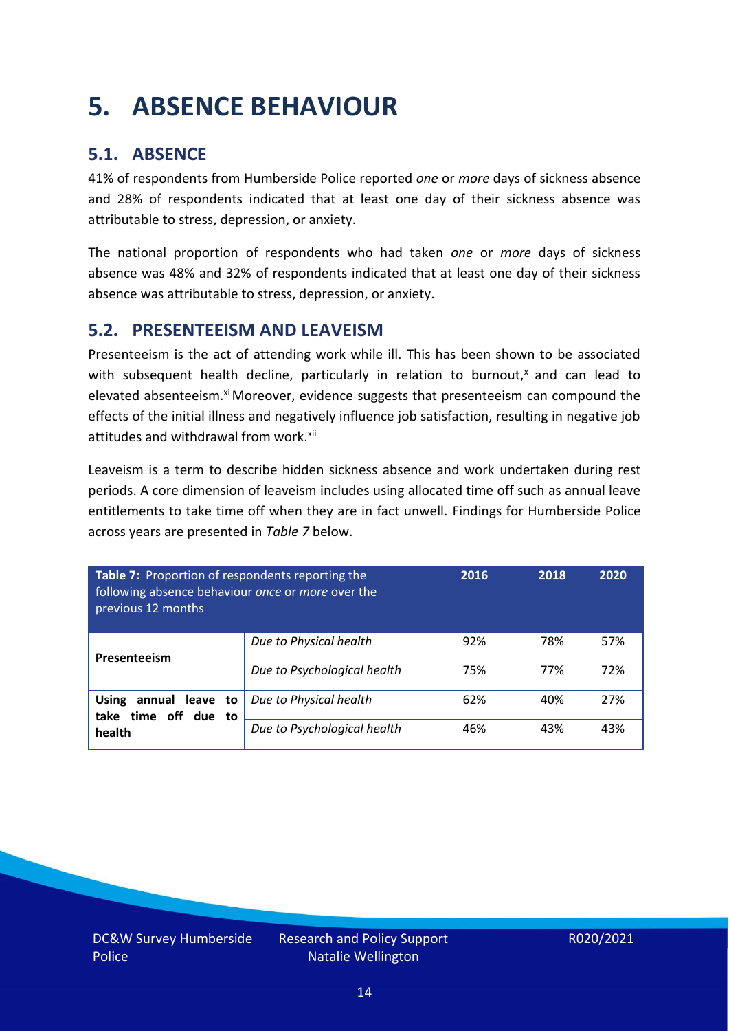# 5. ABSENCE BEHAVIOUR

## 5.1. ABSENCE

41% of respondents from Humberside Police reported *one* or *more* days of sickness absence and 28% of respondents indicated that at least one day of their sickness absence was attributable to stress, depression, or anxiety.

The national proportion of respondents who had taken *one* or *more* days of sickness absence was 48% and 32% of respondents indicated that at least one day of their sickness absence was attributable to stress, depression, or anxiety.

## 5.2. PRESENTEEISM AND LEAVEISM

Presenteeism is the act of attending work while ill. This has been shown to be associated with subsequent health decline, particularly in relation to burnout,[x] and can lead to elevated absenteeism.[xi] Moreover, evidence suggests that presenteeism can compound the effects of the initial illness and negatively influence job satisfaction, resulting in negative job attitudes and withdrawal from work.[xii]

Leaveism is a term to describe hidden sickness absence and work undertaken during rest periods. A core dimension of leaveism includes using allocated time off such as annual leave entitlements to take time off when they are in fact unwell. Findings for Humberside Police across years are presented in *Table 7* below.

| **Table 7:** Proportion of respondents reporting the following absence behaviour *once* or *more* over the previous 12 months | | 2016 | 2018 | 2020 |
|---|---|---|---|---|
| **Presenteeism** | *Due to Physical health* | 92% | 78% | 57% |
| | *Due to Psychological health* | 75% | 77% | 72% |
| **Using annual leave to take time off due to health** | *Due to Physical health* | 62% | 40% | 27% |
| | *Due to Psychological health* | 46% | 43% | 43% |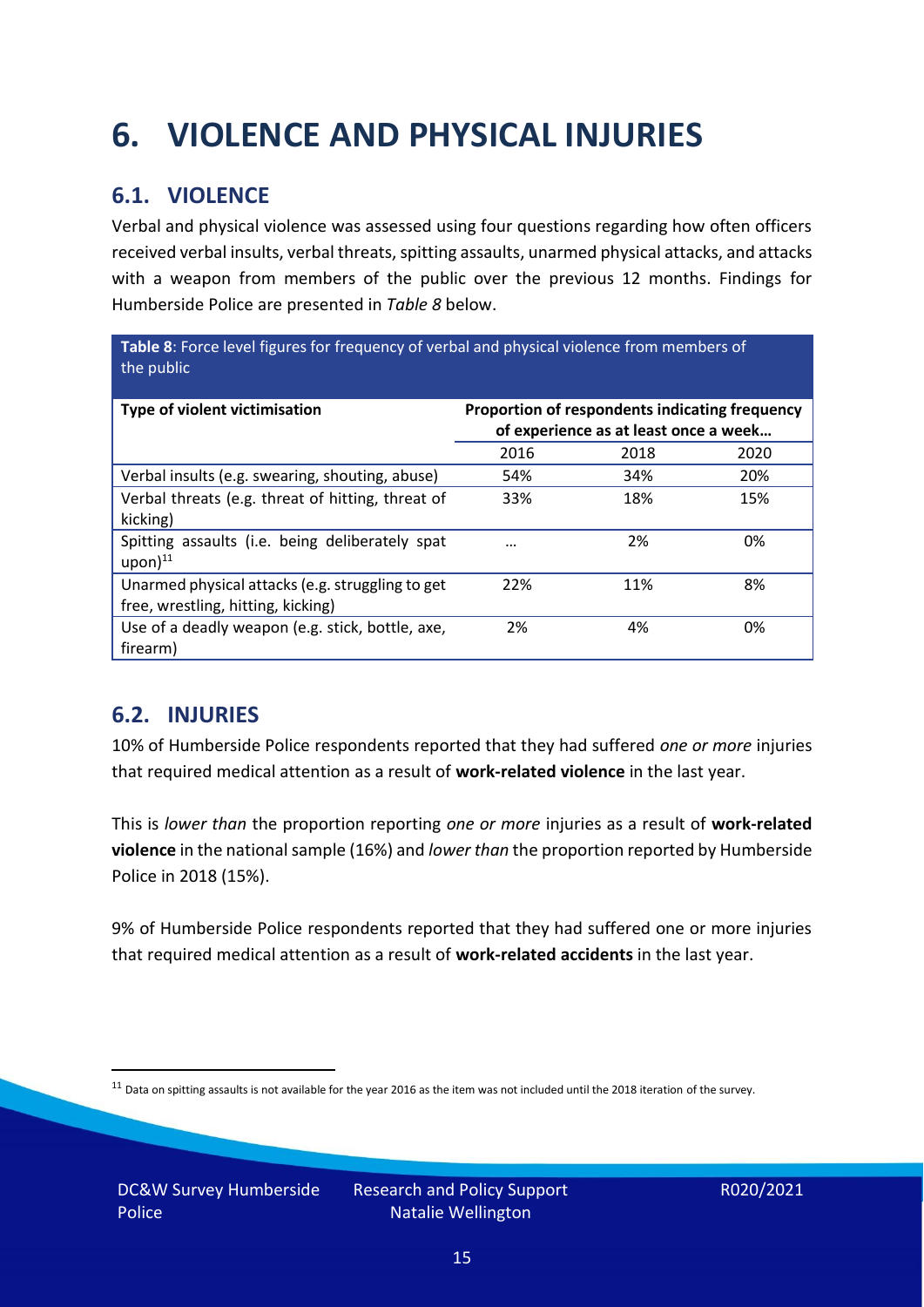# 6. VIOLENCE AND PHYSICAL INJURIES

## 6.1. VIOLENCE

Verbal and physical violence was assessed using four questions regarding how often officers received verbal insults, verbal threats, spitting assaults, unarmed physical attacks, and attacks with a weapon from members of the public over the previous 12 months. Findings for Humberside Police are presented in *Table 8* below.

**Table 8**: Force level figures for frequency of verbal and physical violence from members of the public

| Type of violent victimisation | Proportion of respondents indicating frequency of experience as at least once a week… | | |
|---|---|---|---|
| | 2016 | 2018 | 2020 |
| Verbal insults (e.g. swearing, shouting, abuse) | 54% | 34% | 20% |
| Verbal threats (e.g. threat of hitting, threat of kicking) | 33% | 18% | 15% |
| Spitting assaults (i.e. being deliberately spat upon)[11] | … | 2% | 0% |
| Unarmed physical attacks (e.g. struggling to get free, wrestling, hitting, kicking) | 22% | 11% | 8% |
| Use of a deadly weapon (e.g. stick, bottle, axe, firearm) | 2% | 4% | 0% |

## 6.2. INJURIES

10% of Humberside Police respondents reported that they had suffered *one or more* injuries that required medical attention as a result of **work-related violence** in the last year.

This is *lower than* the proportion reporting *one or more* injuries as a result of **work-related violence** in the national sample (16%) and *lower than* the proportion reported by Humberside Police in 2018 (15%).

9% of Humberside Police respondents reported that they had suffered one or more injuries that required medical attention as a result of **work-related accidents** in the last year.

[11] Data on spitting assaults is not available for the year 2016 as the item was not included until the 2018 iteration of the survey.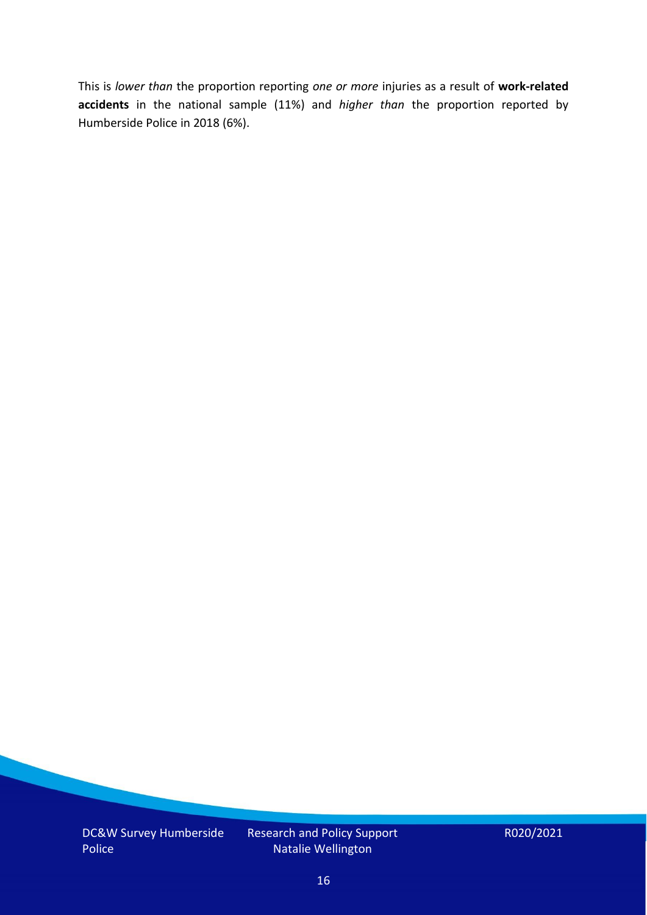This is *lower than* the proportion reporting *one or more* injuries as a result of **work-related accidents** in the national sample (11%) and *higher than* the proportion reported by Humberside Police in 2018 (6%).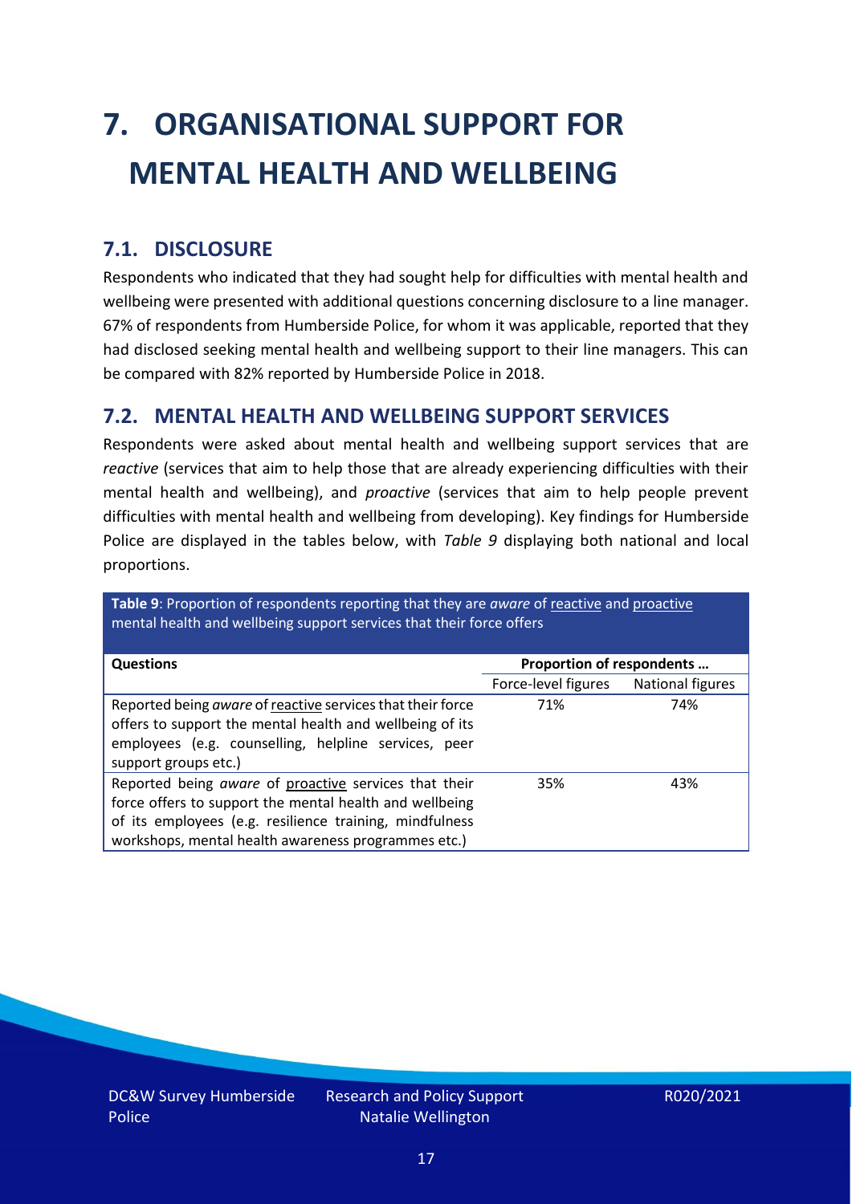# 7. ORGANISATIONAL SUPPORT FOR MENTAL HEALTH AND WELLBEING

## 7.1. DISCLOSURE

Respondents who indicated that they had sought help for difficulties with mental health and wellbeing were presented with additional questions concerning disclosure to a line manager. 67% of respondents from Humberside Police, for whom it was applicable, reported that they had disclosed seeking mental health and wellbeing support to their line managers. This can be compared with 82% reported by Humberside Police in 2018.

## 7.2. MENTAL HEALTH AND WELLBEING SUPPORT SERVICES

Respondents were asked about mental health and wellbeing support services that are *reactive* (services that aim to help those that are already experiencing difficulties with their mental health and wellbeing), and *proactive* (services that aim to help people prevent difficulties with mental health and wellbeing from developing). Key findings for Humberside Police are displayed in the tables below, with *Table 9* displaying both national and local proportions.

**Table 9**: Proportion of respondents reporting that they are *aware* of reactive and proactive mental health and wellbeing support services that their force offers

| Questions | Proportion of respondents … | |
|---|---|---|
| | Force-level figures | National figures |
| Reported being *aware* of reactive services that their force offers to support the mental health and wellbeing of its employees (e.g. counselling, helpline services, peer support groups etc.) | 71% | 74% |
| Reported being *aware* of proactive services that their force offers to support the mental health and wellbeing of its employees (e.g. resilience training, mindfulness workshops, mental health awareness programmes etc.) | 35% | 43% |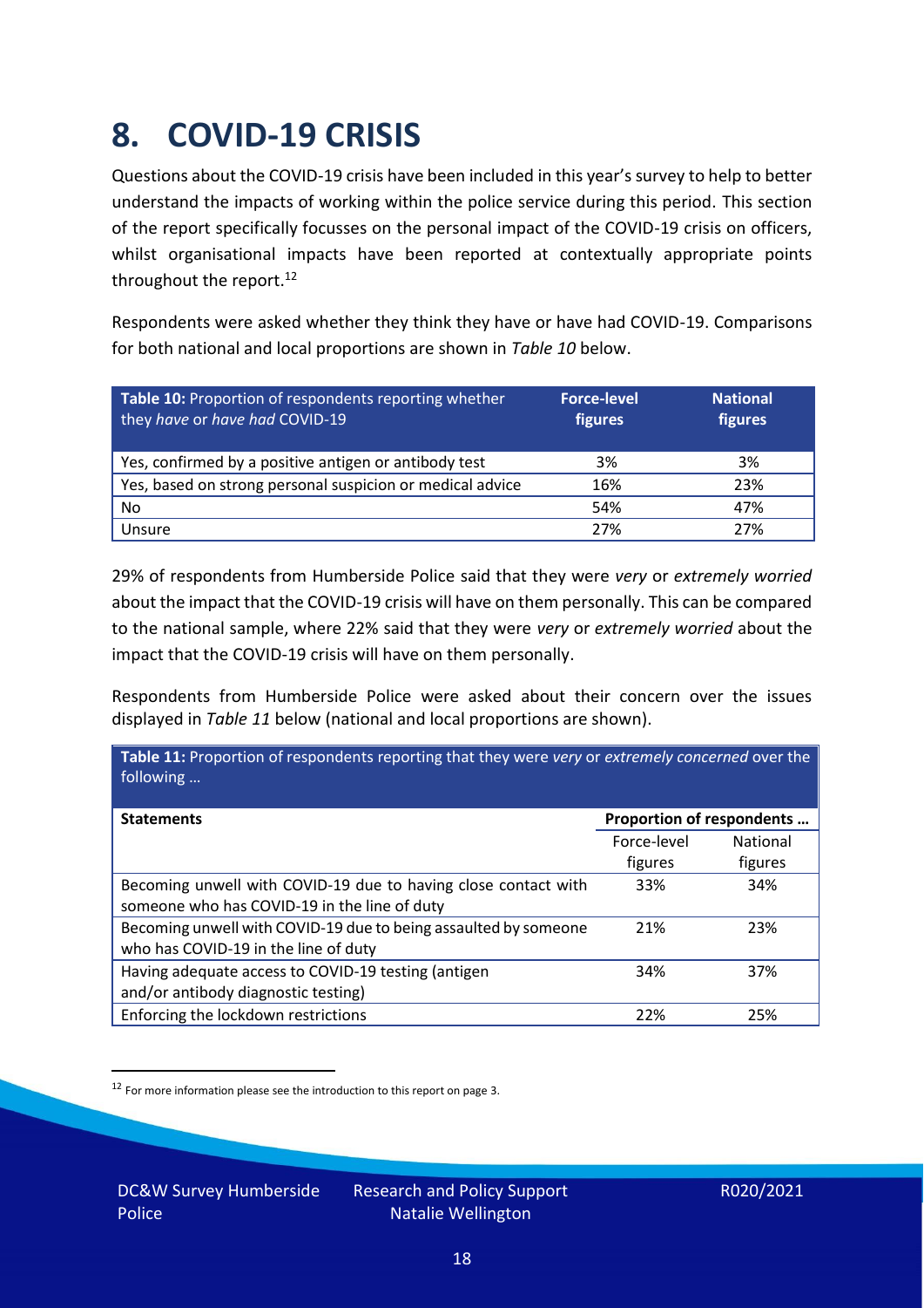# 8. COVID-19 CRISIS

Questions about the COVID-19 crisis have been included in this year's survey to help to better understand the impacts of working within the police service during this period. This section of the report specifically focusses on the personal impact of the COVID-19 crisis on officers, whilst organisational impacts have been reported at contextually appropriate points throughout the report.[12]

Respondents were asked whether they think they have or have had COVID-19. Comparisons for both national and local proportions are shown in *Table 10* below.

| **Table 10:** Proportion of respondents reporting whether they *have* or *have had* COVID-19 | **Force-level figures** | **National figures** |
|---|---|---|
| Yes, confirmed by a positive antigen or antibody test | 3% | 3% |
| Yes, based on strong personal suspicion or medical advice | 16% | 23% |
| No | 54% | 47% |
| Unsure | 27% | 27% |

29% of respondents from Humberside Police said that they were *very* or *extremely worried* about the impact that the COVID-19 crisis will have on them personally. This can be compared to the national sample, where 22% said that they were *very* or *extremely worried* about the impact that the COVID-19 crisis will have on them personally.

Respondents from Humberside Police were asked about their concern over the issues displayed in *Table 11* below (national and local proportions are shown).

**Table 11:** Proportion of respondents reporting that they were *very* or *extremely concerned* over the following …

| **Statements** | **Proportion of respondents …** | |
|---|---|---|
| | Force-level figures | National figures |
| Becoming unwell with COVID-19 due to having close contact with someone who has COVID-19 in the line of duty | 33% | 34% |
| Becoming unwell with COVID-19 due to being assaulted by someone who has COVID-19 in the line of duty | 21% | 23% |
| Having adequate access to COVID-19 testing (antigen and/or antibody diagnostic testing) | 34% | 37% |
| Enforcing the lockdown restrictions | 22% | 25% |

[12] For more information please see the introduction to this report on page 3.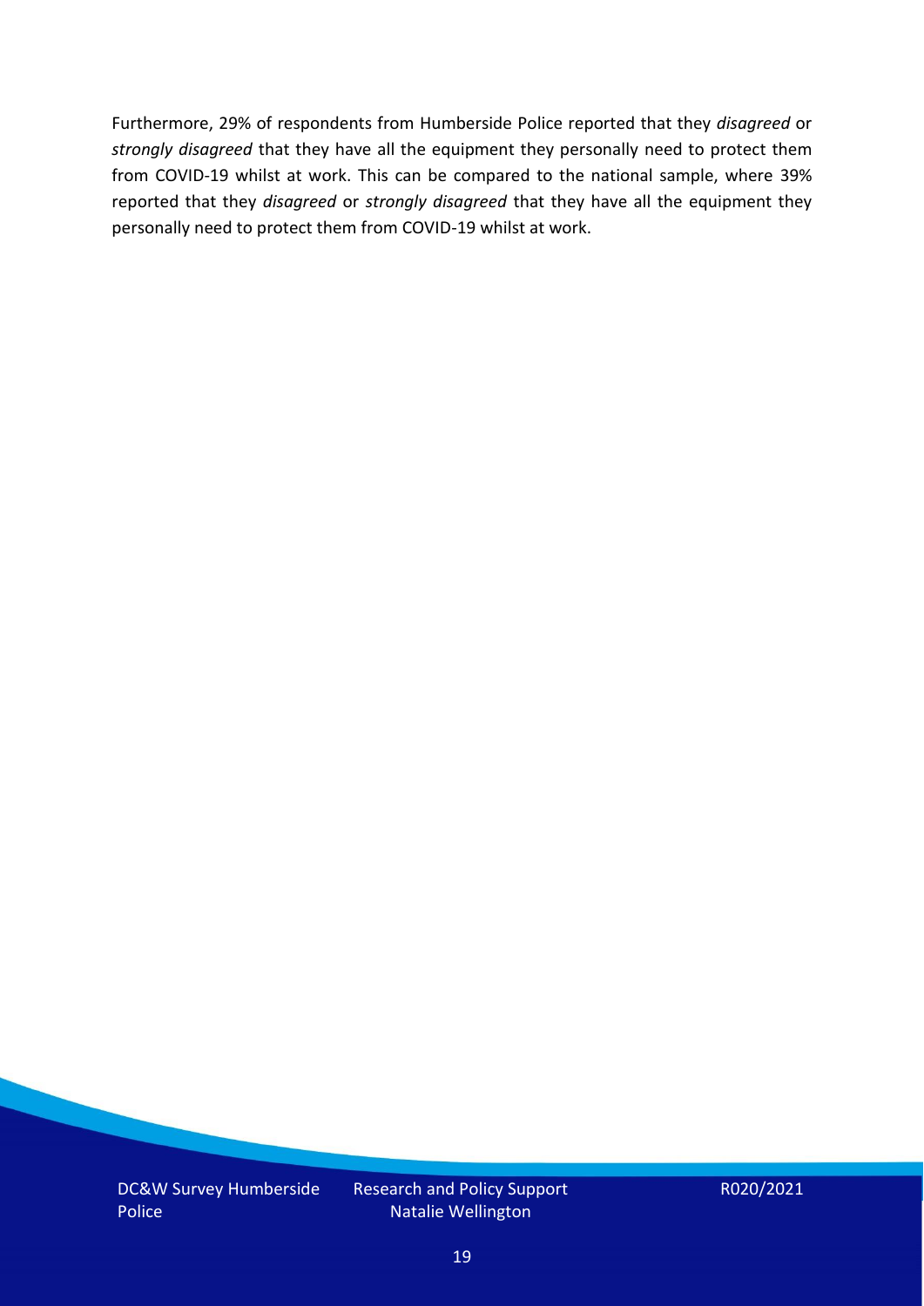Furthermore, 29% of respondents from Humberside Police reported that they *disagreed* or *strongly disagreed* that they have all the equipment they personally need to protect them from COVID-19 whilst at work. This can be compared to the national sample, where 39% reported that they *disagreed* or *strongly disagreed* that they have all the equipment they personally need to protect them from COVID-19 whilst at work.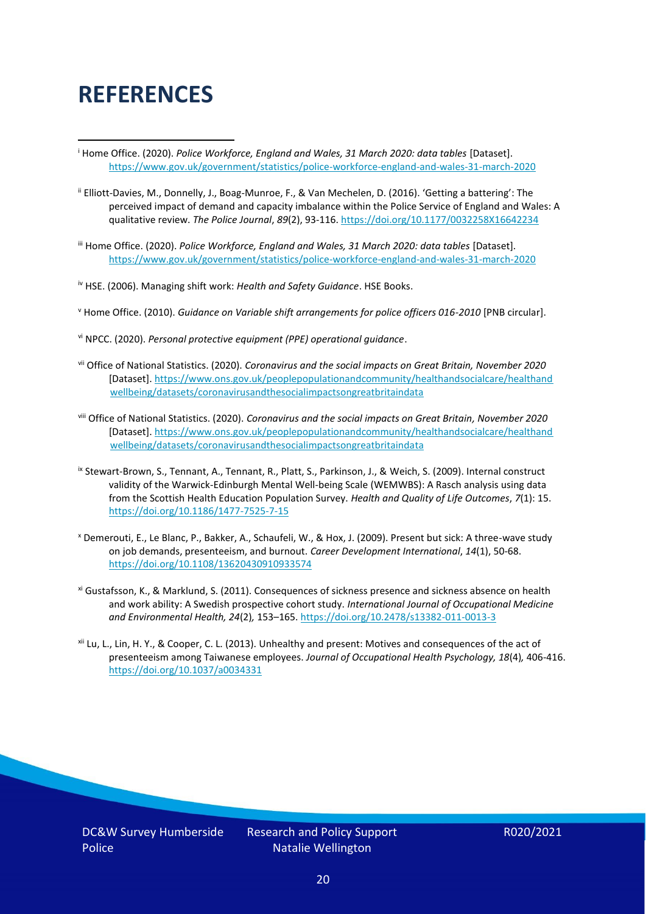# REFERENCES

[i] Home Office. (2020). *Police Workforce, England and Wales, 31 March 2020: data tables* [Dataset]. https://www.gov.uk/government/statistics/police-workforce-england-and-wales-31-march-2020

[ii] Elliott-Davies, M., Donnelly, J., Boag-Munroe, F., & Van Mechelen, D. (2016). 'Getting a battering': The perceived impact of demand and capacity imbalance within the Police Service of England and Wales: A qualitative review. *The Police Journal*, *89*(2), 93-116. https://doi.org/10.1177/0032258X16642234

[iii] Home Office. (2020). *Police Workforce, England and Wales, 31 March 2020: data tables* [Dataset]. https://www.gov.uk/government/statistics/police-workforce-england-and-wales-31-march-2020

[iv] HSE. (2006). Managing shift work: *Health and Safety Guidance*. HSE Books.

[v] Home Office. (2010). *Guidance on Variable shift arrangements for police officers 016-2010* [PNB circular].

[vi] NPCC. (2020). *Personal protective equipment (PPE) operational guidance*.

[vii] Office of National Statistics. (2020). *Coronavirus and the social impacts on Great Britain, November 2020* [Dataset]. https://www.ons.gov.uk/peoplepopulationandcommunity/healthandsocialcare/healthandwellbeing/datasets/coronavirusandthesocialimpactsongreatbritaindata

[viii] Office of National Statistics. (2020). *Coronavirus and the social impacts on Great Britain, November 2020* [Dataset]. https://www.ons.gov.uk/peoplepopulationandcommunity/healthandsocialcare/healthandwellbeing/datasets/coronavirusandthesocialimpactsongreatbritaindata

[ix] Stewart-Brown, S., Tennant, A., Tennant, R., Platt, S., Parkinson, J., & Weich, S. (2009). Internal construct validity of the Warwick-Edinburgh Mental Well-being Scale (WEMWBS): A Rasch analysis using data from the Scottish Health Education Population Survey. *Health and Quality of Life Outcomes*, *7*(1): 15. https://doi.org/10.1186/1477-7525-7-15

[x] Demerouti, E., Le Blanc, P., Bakker, A., Schaufeli, W., & Hox, J. (2009). Present but sick: A three-wave study on job demands, presenteeism, and burnout. *Career Development International*, *14*(1), 50-68. https://doi.org/10.1108/13620430910933574

[xi] Gustafsson, K., & Marklund, S. (2011). Consequences of sickness presence and sickness absence on health and work ability: A Swedish prospective cohort study. *International Journal of Occupational Medicine and Environmental Health, 24*(2)*,* 153–165. https://doi.org/10.2478/s13382-011-0013-3

[xii] Lu, L., Lin, H. Y., & Cooper, C. L. (2013). Unhealthy and present: Motives and consequences of the act of presenteeism among Taiwanese employees. *Journal of Occupational Health Psychology, 18*(4)*,* 406-416. https://doi.org/10.1037/a0034331